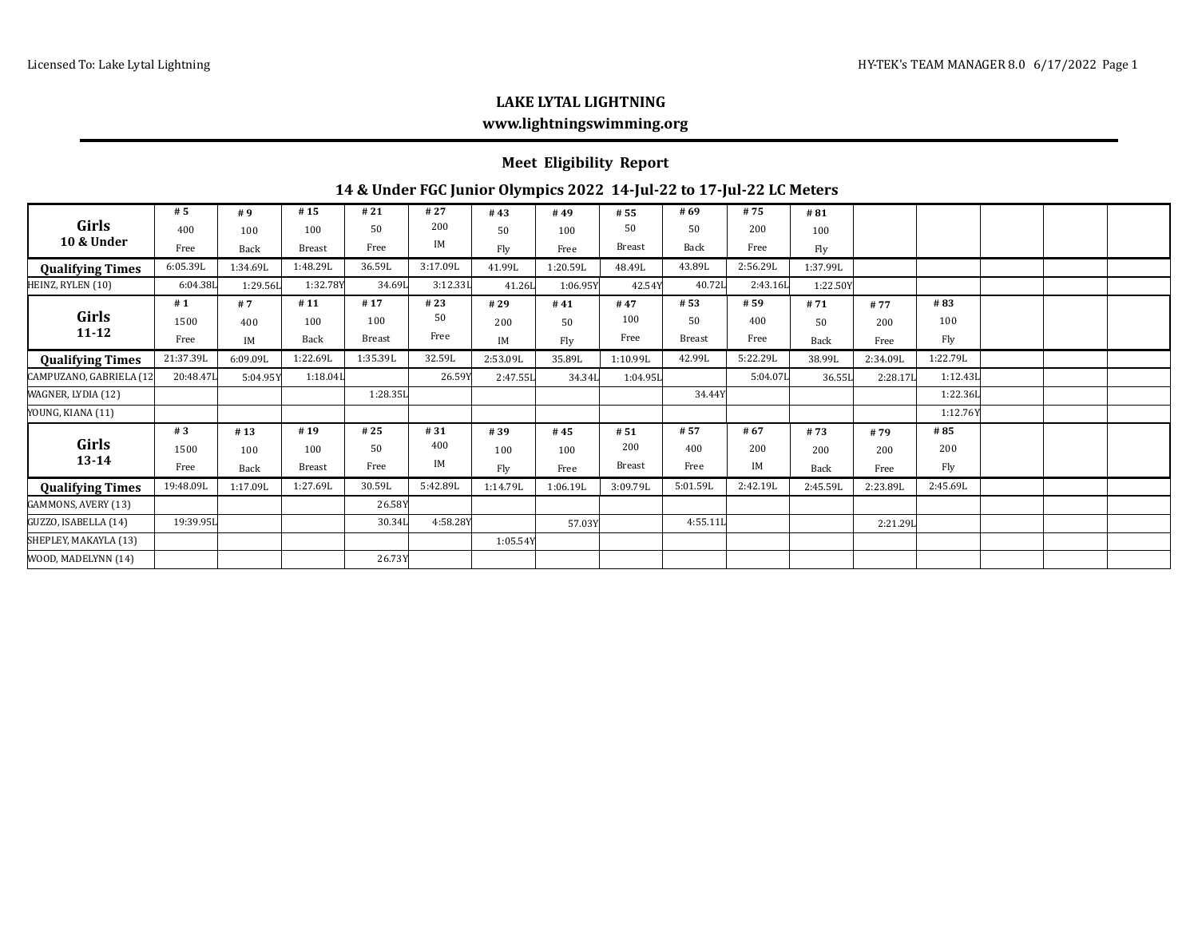# LAKE LYTAL LIGHTNING

**www.lightningswimming.org**

## Meet Eligibility Report

### 14 & Under FGC Junior Olympics 2022 14-Jul-22 to 17-Jul-22 LC Meters

| Girls 10 & Under | #5 400 Free | #9 100 Back | #15 100 Breast | #21 50 Free | #27 200 IM | #43 50 Fly | #49 100 Free | #55 50 Breast | #69 50 Back | #75 200 Free | #81 100 Fly | | | | |
|---|---|---|---|---|---|---|---|---|---|---|---|---|---|---|---|
| **Qualifying Times** | 6:05.39L | 1:34.69L | 1:48.29L | 36.59L | 3:17.09L | 41.99L | 1:20.59L | 48.49L | 43.89L | 2:56.29L | 1:37.99L | | | | |
| HEINZ, RYLEN (10) | 6:04.38L | 1:29.56L | 1:32.78Y | 34.69L | 3:12.33L | 41.26L | 1:06.95Y | 42.54Y | 40.72L | 2:43.16L | 1:22.50Y | | | | |
| **Girls 11-12** | **#1 1500 Free** | **#7 400 IM** | **#11 100 Back** | **#17 100 Breast** | **#23 50 Free** | **#29 200 IM** | **#41 50 Fly** | **#47 100 Free** | **#53 50 Breast** | **#59 400 Free** | **#71 50 Back** | **#77 200 Free** | **#83 100 Fly** | | |
| **Qualifying Times** | 21:37.39L | 6:09.09L | 1:22.69L | 1:35.39L | 32.59L | 2:53.09L | 35.89L | 1:10.99L | 42.99L | 5:22.29L | 38.99L | 2:34.09L | 1:22.79L | | |
| CAMPUZANO, GABRIELA (12 | 20:48.47L | 5:04.95Y | 1:18.04L | | 26.59Y | 2:47.55L | 34.34L | 1:04.95L | | 5:04.07L | 36.55L | 2:28.17L | 1:12.43L | | |
| WAGNER, LYDIA (12) | | | | 1:28.35L | | | | | 34.44Y | | | | 1:22.36L | | |
| YOUNG, KIANA (11) | | | | | | | | | | | | | 1:12.76Y | | |
| **Girls 13-14** | **#3 1500 Free** | **#13 100 Back** | **#19 100 Breast** | **#25 50 Free** | **#31 400 IM** | **#39 100 Fly** | **#45 100 Free** | **#51 200 Breast** | **#57 400 Free** | **#67 200 IM** | **#73 200 Back** | **#79 200 Free** | **#85 200 Fly** | | |
| **Qualifying Times** | 19:48.09L | 1:17.09L | 1:27.69L | 30.59L | 5:42.89L | 1:14.79L | 1:06.19L | 3:09.79L | 5:01.59L | 2:42.19L | 2:45.59L | 2:23.89L | 2:45.69L | | |
| GAMMONS, AVERY (13) | | | | 26.58Y | | | | | | | | | | | |
| GUZZO, ISABELLA (14) | 19:39.95L | | | 30.34L | 4:58.28Y | | 57.03Y | | 4:55.11L | | | 2:21.29L | | | |
| SHEPLEY, MAKAYLA (13) | | | | | | 1:05.54Y | | | | | | | | | |
| WOOD, MADELYNN (14) | | | | 26.73Y | | | | | | | | | | | |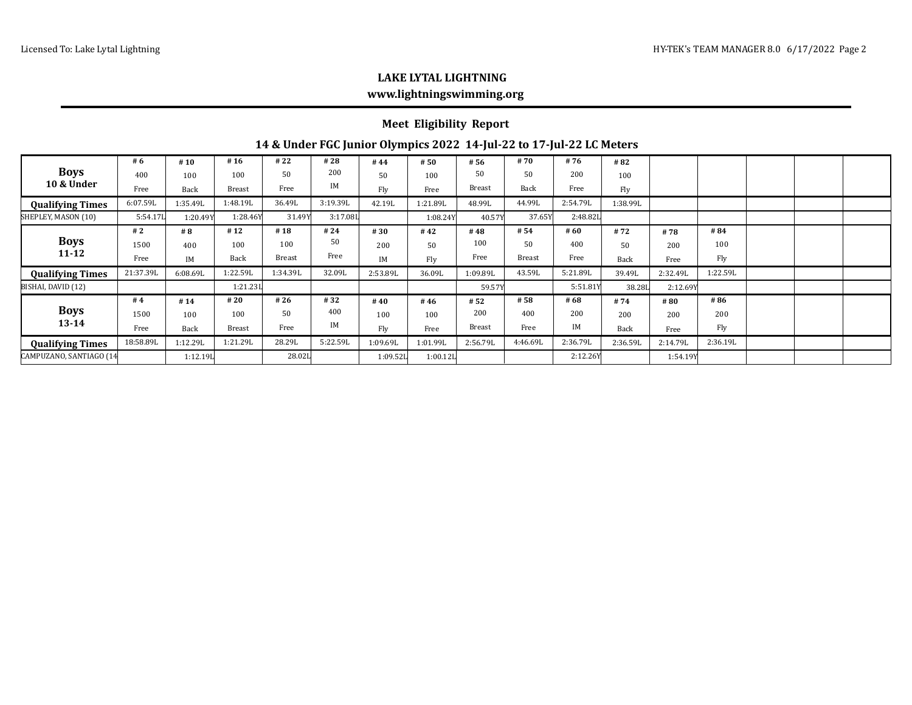## LAKE LYTAL LIGHTNING

**www.lightningswimming.org**

### Meet Eligibility Report

### 14 & Under FGC Junior Olympics 2022 14-Jul-22 to 17-Jul-22 LC Meters

| | | | | | | | | | | | | | | | |
|---|---|---|---|---|---|---|---|---|---|---|---|---|---|---|---|
| **Boys 10 & Under** | # 6 400 Free | # 10 100 Back | # 16 100 Breast | # 22 50 Free | # 28 200 IM | # 44 50 Fly | # 50 100 Free | # 56 50 Breast | # 70 50 Back | # 76 200 Free | # 82 100 Fly | | | | |
| **Qualifying Times** | 6:07.59L | 1:35.49L | 1:48.19L | 36.49L | 3:19.39L | 42.19L | 1:21.89L | 48.99L | 44.99L | 2:54.79L | 1:38.99L | | | | |
| SHEPLEY, MASON (10) | 5:54.17L | 1:20.49Y | 1:28.46Y | 31.49Y | 3:17.08L | | 1:08.24Y | 40.57Y | 37.65Y | 2:48.82L | | | | | |
| **Boys 11-12** | # 2 1500 Free | # 8 400 IM | # 12 100 Back | # 18 100 Breast | # 24 50 Free | # 30 200 IM | # 42 50 Fly | # 48 100 Free | # 54 50 Breast | # 60 400 Free | # 72 50 Back | # 78 200 Free | # 84 100 Fly | | |
| **Qualifying Times** | 21:37.39L | 6:08.69L | 1:22.59L | 1:34.39L | 32.09L | 2:53.89L | 36.09L | 1:09.89L | 43.59L | 5:21.89L | 39.49L | 2:32.49L | 1:22.59L | | |
| BISHAI, DAVID (12) | | | 1:21.23L | | | | | 59.57Y | | 5:51.81Y | 38.28L | 2:12.69Y | | | |
| **Boys 13-14** | # 4 1500 Free | # 14 100 Back | # 20 100 Breast | # 26 50 Free | # 32 400 IM | # 40 100 Fly | # 46 100 Free | # 52 200 Breast | # 58 400 Free | # 68 200 IM | # 74 200 Back | # 80 200 Free | # 86 200 Fly | | |
| **Qualifying Times** | 18:58.89L | 1:12.29L | 1:21.29L | 28.29L | 5:22.59L | 1:09.69L | 1:01.99L | 2:56.79L | 4:46.69L | 2:36.79L | 2:36.59L | 2:14.79L | 2:36.19L | | |
| CAMPUZANO, SANTIAGO (14 | | 1:12.19L | | 28.02L | | 1:09.52L | 1:00.12L | | | 2:12.26Y | | 1:54.19Y | | | |